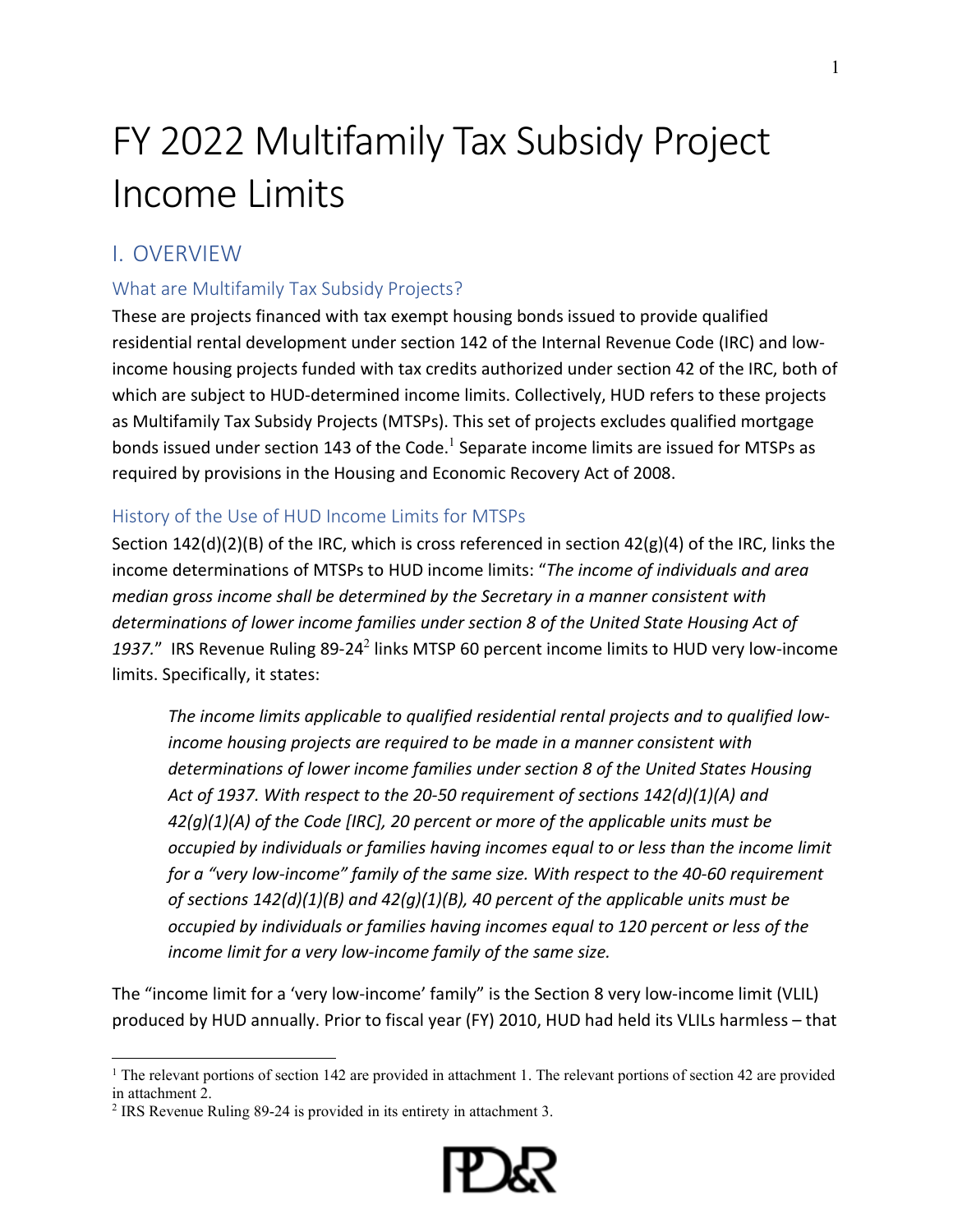# FY 2022 Multifamily Tax Subsidy Project Income Limits

## I. OVERVIEW

### What are Multifamily Tax Subsidy Projects?

These are projects financed with tax exempt housing bonds issued to provide qualified residential rental development under section 142 of the Internal Revenue Code (IRC) and low-income housing projects funded with tax credits authorized under section 42 of the IRC, both of which are subject to HUD-determined income limits. Collectively, HUD refers to these projects as Multifamily Tax Subsidy Projects (MTSPs). This set of projects excludes qualified mortgage bonds issued under section 143 of the Code.[1] Separate income limits are issued for MTSPs as required by provisions in the Housing and Economic Recovery Act of 2008.

### History of the Use of HUD Income Limits for MTSPs

Section 142(d)(2)(B) of the IRC, which is cross referenced in section 42(g)(4) of the IRC, links the income determinations of MTSPs to HUD income limits: "*The income of individuals and area median gross income shall be determined by the Secretary in a manner consistent with determinations of lower income families under section 8 of the United State Housing Act of 1937.*" IRS Revenue Ruling 89-24[2] links MTSP 60 percent income limits to HUD very low-income limits. Specifically, it states:

> *The income limits applicable to qualified residential rental projects and to qualified low-income housing projects are required to be made in a manner consistent with determinations of lower income families under section 8 of the United States Housing Act of 1937. With respect to the 20-50 requirement of sections 142(d)(1)(A) and 42(g)(1)(A) of the Code [IRC], 20 percent or more of the applicable units must be occupied by individuals or families having incomes equal to or less than the income limit for a "very low-income" family of the same size. With respect to the 40-60 requirement of sections 142(d)(1)(B) and 42(g)(1)(B), 40 percent of the applicable units must be occupied by individuals or families having incomes equal to 120 percent or less of the income limit for a very low-income family of the same size.*

The "income limit for a 'very low-income' family" is the Section 8 very low-income limit (VLIL) produced by HUD annually. Prior to fiscal year (FY) 2010, HUD had held its VLILs harmless – that

[1] The relevant portions of section 142 are provided in attachment 1. The relevant portions of section 42 are provided in attachment 2.

[2] IRS Revenue Ruling 89-24 is provided in its entirety in attachment 3.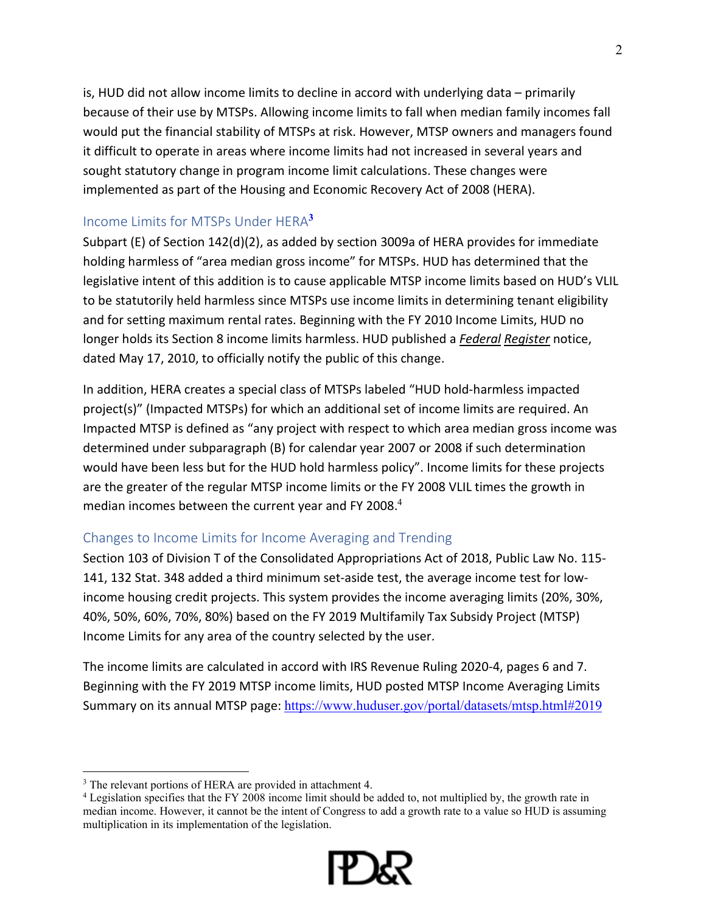is, HUD did not allow income limits to decline in accord with underlying data – primarily because of their use by MTSPs. Allowing income limits to fall when median family incomes fall would put the financial stability of MTSPs at risk. However, MTSP owners and managers found it difficult to operate in areas where income limits had not increased in several years and sought statutory change in program income limit calculations. These changes were implemented as part of the Housing and Economic Recovery Act of 2008 (HERA).

## Income Limits for MTSPs Under HERA[3]

Subpart (E) of Section 142(d)(2), as added by section 3009a of HERA provides for immediate holding harmless of "area median gross income" for MTSPs. HUD has determined that the legislative intent of this addition is to cause applicable MTSP income limits based on HUD's VLIL to be statutorily held harmless since MTSPs use income limits in determining tenant eligibility and for setting maximum rental rates. Beginning with the FY 2010 Income Limits, HUD no longer holds its Section 8 income limits harmless. HUD published a *Federal Register* notice, dated May 17, 2010, to officially notify the public of this change.

In addition, HERA creates a special class of MTSPs labeled "HUD hold-harmless impacted project(s)" (Impacted MTSPs) for which an additional set of income limits are required. An Impacted MTSP is defined as "any project with respect to which area median gross income was determined under subparagraph (B) for calendar year 2007 or 2008 if such determination would have been less but for the HUD hold harmless policy". Income limits for these projects are the greater of the regular MTSP income limits or the FY 2008 VLIL times the growth in median incomes between the current year and FY 2008.[4]

## Changes to Income Limits for Income Averaging and Trending

Section 103 of Division T of the Consolidated Appropriations Act of 2018, Public Law No. 115-141, 132 Stat. 348 added a third minimum set-aside test, the average income test for low-income housing credit projects. This system provides the income averaging limits (20%, 30%, 40%, 50%, 60%, 70%, 80%) based on the FY 2019 Multifamily Tax Subsidy Project (MTSP) Income Limits for any area of the country selected by the user.

The income limits are calculated in accord with IRS Revenue Ruling 2020-4, pages 6 and 7. Beginning with the FY 2019 MTSP income limits, HUD posted MTSP Income Averaging Limits Summary on its annual MTSP page: https://www.huduser.gov/portal/datasets/mtsp.html#2019

---

[3] The relevant portions of HERA are provided in attachment 4.

[4] Legislation specifies that the FY 2008 income limit should be added to, not multiplied by, the growth rate in median income. However, it cannot be the intent of Congress to add a growth rate to a value so HUD is assuming multiplication in its implementation of the legislation.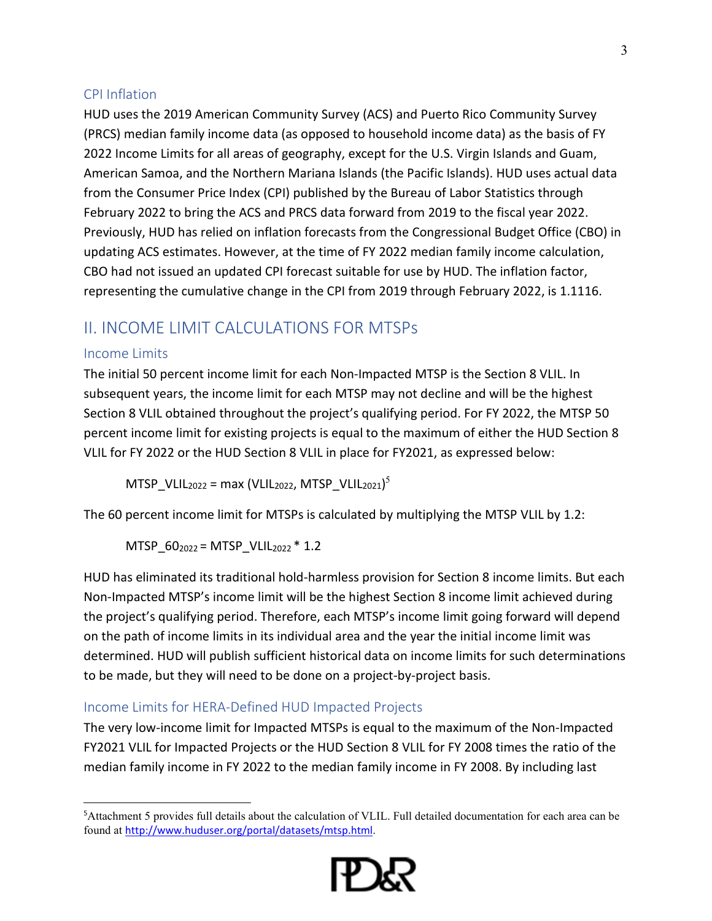### CPI Inflation

HUD uses the 2019 American Community Survey (ACS) and Puerto Rico Community Survey (PRCS) median family income data (as opposed to household income data) as the basis of FY 2022 Income Limits for all areas of geography, except for the U.S. Virgin Islands and Guam, American Samoa, and the Northern Mariana Islands (the Pacific Islands). HUD uses actual data from the Consumer Price Index (CPI) published by the Bureau of Labor Statistics through February 2022 to bring the ACS and PRCS data forward from 2019 to the fiscal year 2022. Previously, HUD has relied on inflation forecasts from the Congressional Budget Office (CBO) in updating ACS estimates. However, at the time of FY 2022 median family income calculation, CBO had not issued an updated CPI forecast suitable for use by HUD. The inflation factor, representing the cumulative change in the CPI from 2019 through February 2022, is 1.1116.

## II. INCOME LIMIT CALCULATIONS FOR MTSPs

### Income Limits

The initial 50 percent income limit for each Non-Impacted MTSP is the Section 8 VLIL. In subsequent years, the income limit for each MTSP may not decline and will be the highest Section 8 VLIL obtained throughout the project's qualifying period. For FY 2022, the MTSP 50 percent income limit for existing projects is equal to the maximum of either the HUD Section 8 VLIL for FY 2022 or the HUD Section 8 VLIL in place for FY2021, as expressed below:

$$MTSP\_VLIL_{2022} = \max(VLIL_{2022}, MTSP\_VLIL_{2021})$$ [5]

The 60 percent income limit for MTSPs is calculated by multiplying the MTSP VLIL by 1.2:

$$MTSP\_60_{2022} = MTSP\_VLIL_{2022} * 1.2$$

HUD has eliminated its traditional hold-harmless provision for Section 8 income limits. But each Non-Impacted MTSP's income limit will be the highest Section 8 income limit achieved during the project's qualifying period. Therefore, each MTSP's income limit going forward will depend on the path of income limits in its individual area and the year the initial income limit was determined. HUD will publish sufficient historical data on income limits for such determinations to be made, but they will need to be done on a project-by-project basis.

### Income Limits for HERA-Defined HUD Impacted Projects

The very low-income limit for Impacted MTSPs is equal to the maximum of the Non-Impacted FY2021 VLIL for Impacted Projects or the HUD Section 8 VLIL for FY 2008 times the ratio of the median family income in FY 2022 to the median family income in FY 2008. By including last

---

[5] Attachment 5 provides full details about the calculation of VLIL. Full detailed documentation for each area can be found at http://www.huduser.org/portal/datasets/mtsp.html.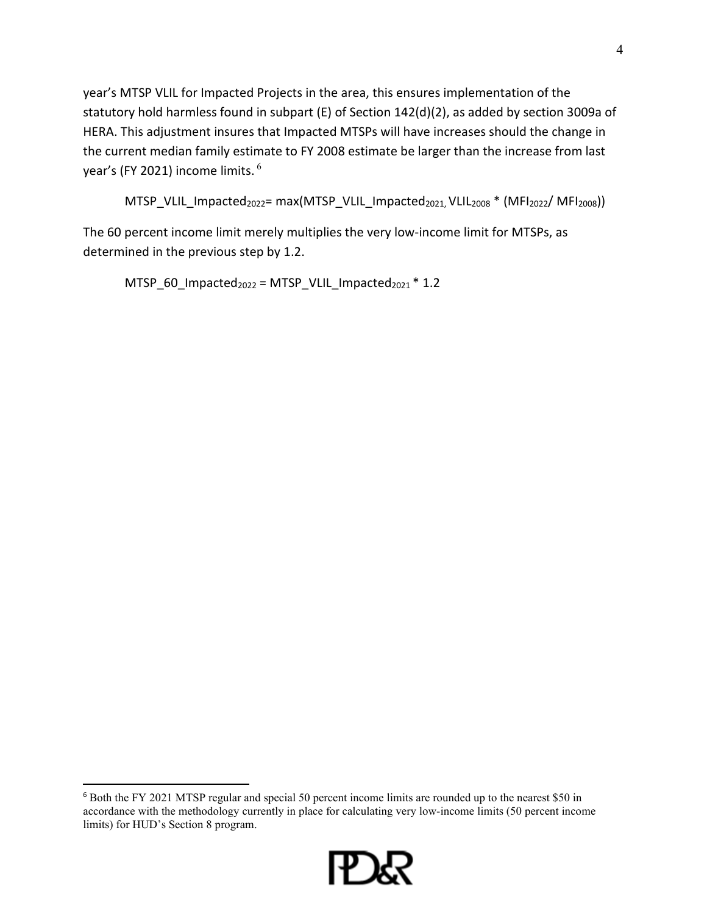year's MTSP VLIL for Impacted Projects in the area, this ensures implementation of the statutory hold harmless found in subpart (E) of Section 142(d)(2), as added by section 3009a of HERA. This adjustment insures that Impacted MTSPs will have increases should the change in the current median family estimate to FY 2008 estimate be larger than the increase from last year's (FY 2021) income limits. [6]

$$MTSP\_VLIL\_Impacted_{2022} = max(MTSP\_VLIL\_Impacted_{2021}, VLIL_{2008} * (MFI_{2022} / MFI_{2008}))$$

The 60 percent income limit merely multiplies the very low-income limit for MTSPs, as determined in the previous step by 1.2.

$$MTSP\_60\_Impacted_{2022} = MTSP\_VLIL\_Impacted_{2021} * 1.2$$

[6] Both the FY 2021 MTSP regular and special 50 percent income limits are rounded up to the nearest $50 in accordance with the methodology currently in place for calculating very low-income limits (50 percent income limits) for HUD's Section 8 program.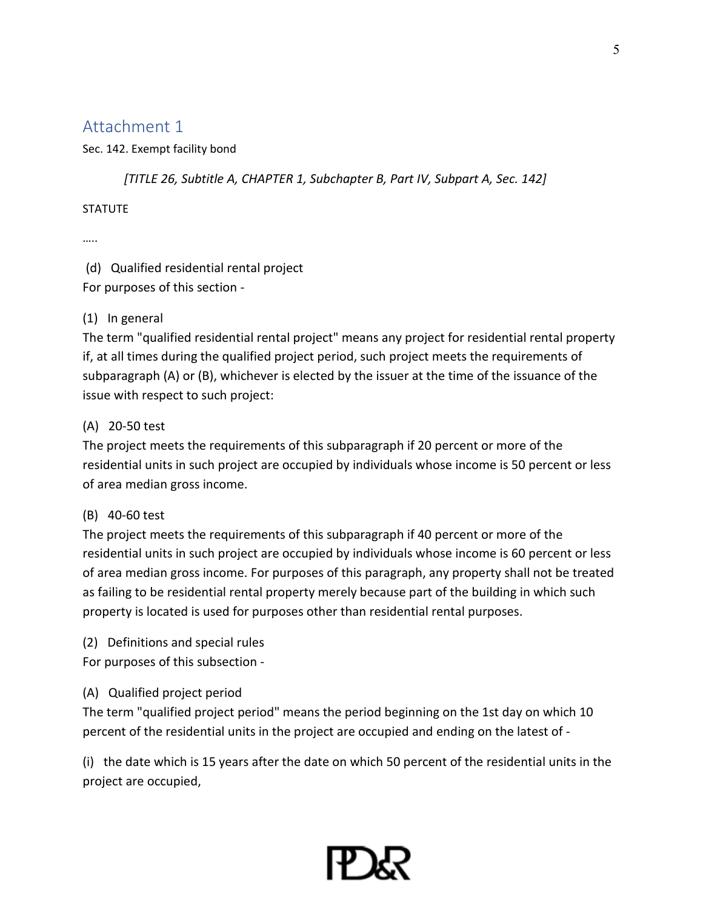## Attachment 1

Sec. 142. Exempt facility bond

*[TITLE 26, Subtitle A, CHAPTER 1, Subchapter B, Part IV, Subpart A, Sec. 142]*

STATUTE

…..

(d) Qualified residential rental project
For purposes of this section -

(1) In general
The term "qualified residential rental project" means any project for residential rental property if, at all times during the qualified project period, such project meets the requirements of subparagraph (A) or (B), whichever is elected by the issuer at the time of the issuance of the issue with respect to such project:

(A) 20-50 test
The project meets the requirements of this subparagraph if 20 percent or more of the residential units in such project are occupied by individuals whose income is 50 percent or less of area median gross income.

(B) 40-60 test
The project meets the requirements of this subparagraph if 40 percent or more of the residential units in such project are occupied by individuals whose income is 60 percent or less of area median gross income. For purposes of this paragraph, any property shall not be treated as failing to be residential rental property merely because part of the building in which such property is located is used for purposes other than residential rental purposes.

(2) Definitions and special rules
For purposes of this subsection -

(A) Qualified project period
The term "qualified project period" means the period beginning on the 1st day on which 10 percent of the residential units in the project are occupied and ending on the latest of -

(i) the date which is 15 years after the date on which 50 percent of the residential units in the project are occupied,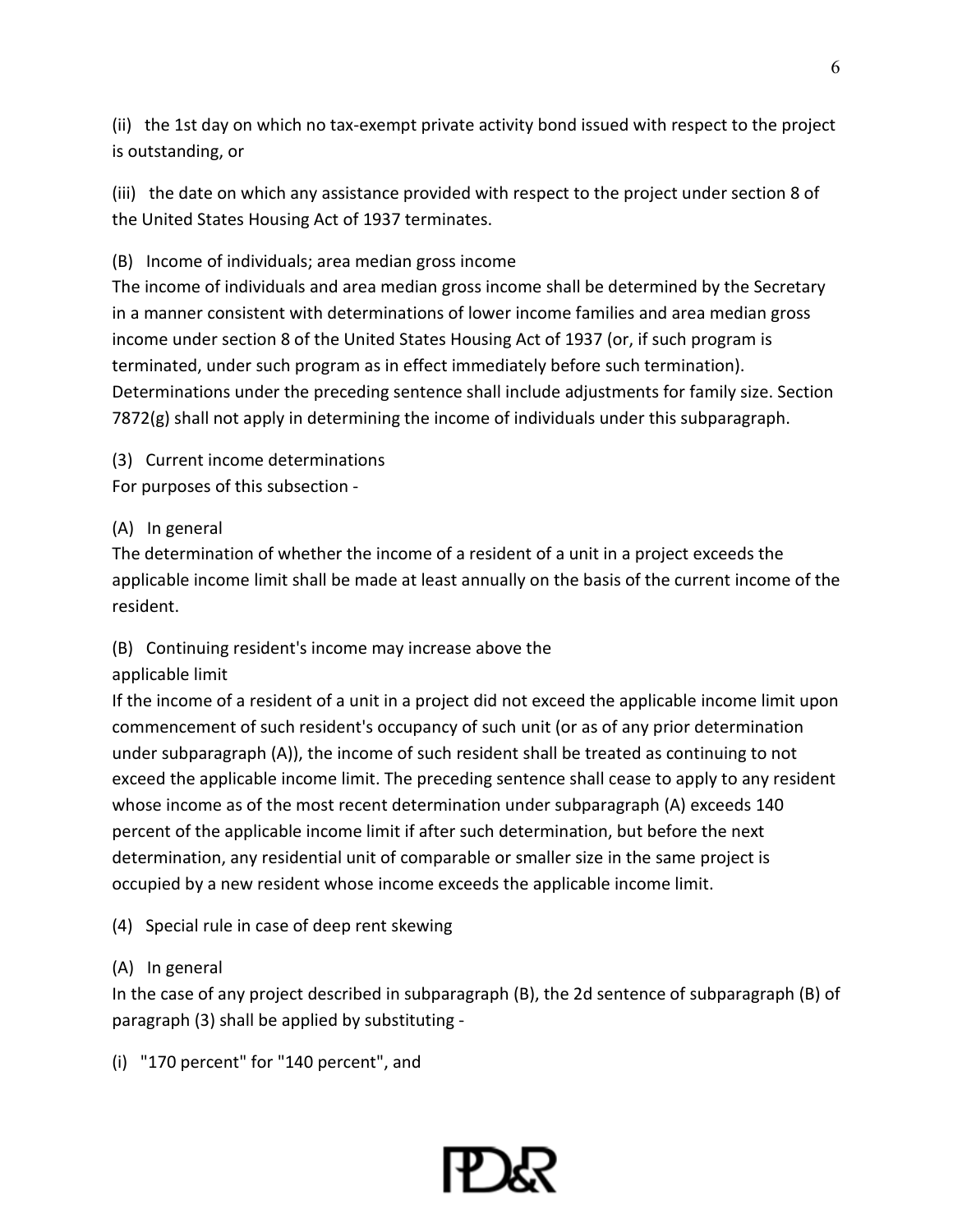(ii) the 1st day on which no tax-exempt private activity bond issued with respect to the project is outstanding, or

(iii) the date on which any assistance provided with respect to the project under section 8 of the United States Housing Act of 1937 terminates.

(B) Income of individuals; area median gross income
The income of individuals and area median gross income shall be determined by the Secretary in a manner consistent with determinations of lower income families and area median gross income under section 8 of the United States Housing Act of 1937 (or, if such program is terminated, under such program as in effect immediately before such termination). Determinations under the preceding sentence shall include adjustments for family size. Section 7872(g) shall not apply in determining the income of individuals under this subparagraph.

(3) Current income determinations
For purposes of this subsection -

(A) In general
The determination of whether the income of a resident of a unit in a project exceeds the applicable income limit shall be made at least annually on the basis of the current income of the resident.

(B) Continuing resident's income may increase above the applicable limit
If the income of a resident of a unit in a project did not exceed the applicable income limit upon commencement of such resident's occupancy of such unit (or as of any prior determination under subparagraph (A)), the income of such resident shall be treated as continuing to not exceed the applicable income limit. The preceding sentence shall cease to apply to any resident whose income as of the most recent determination under subparagraph (A) exceeds 140 percent of the applicable income limit if after such determination, but before the next determination, any residential unit of comparable or smaller size in the same project is occupied by a new resident whose income exceeds the applicable income limit.

(4) Special rule in case of deep rent skewing

(A) In general
In the case of any project described in subparagraph (B), the 2d sentence of subparagraph (B) of paragraph (3) shall be applied by substituting -

(i) "170 percent" for "140 percent", and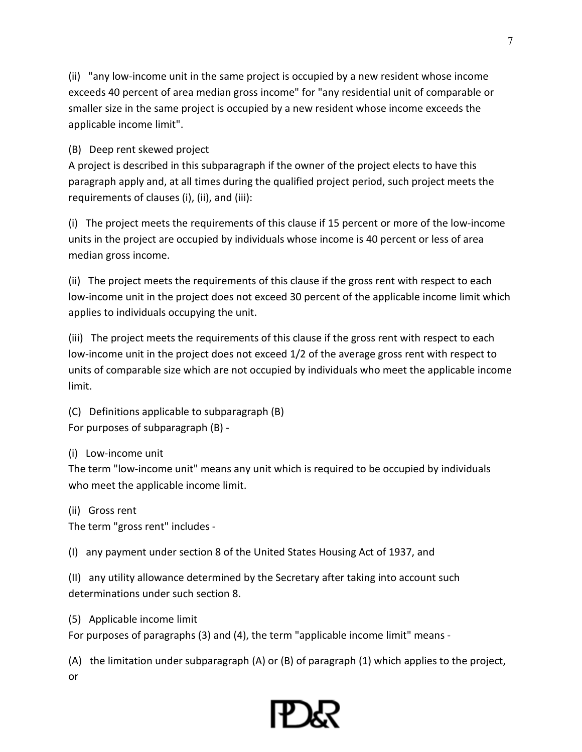(ii) "any low-income unit in the same project is occupied by a new resident whose income exceeds 40 percent of area median gross income" for "any residential unit of comparable or smaller size in the same project is occupied by a new resident whose income exceeds the applicable income limit".

(B) Deep rent skewed project
A project is described in this subparagraph if the owner of the project elects to have this paragraph apply and, at all times during the qualified project period, such project meets the requirements of clauses (i), (ii), and (iii):

(i) The project meets the requirements of this clause if 15 percent or more of the low-income units in the project are occupied by individuals whose income is 40 percent or less of area median gross income.

(ii) The project meets the requirements of this clause if the gross rent with respect to each low-income unit in the project does not exceed 30 percent of the applicable income limit which applies to individuals occupying the unit.

(iii) The project meets the requirements of this clause if the gross rent with respect to each low-income unit in the project does not exceed 1/2 of the average gross rent with respect to units of comparable size which are not occupied by individuals who meet the applicable income limit.

(C) Definitions applicable to subparagraph (B)
For purposes of subparagraph (B) -

(i) Low-income unit
The term "low-income unit" means any unit which is required to be occupied by individuals who meet the applicable income limit.

(ii) Gross rent
The term "gross rent" includes -

(I) any payment under section 8 of the United States Housing Act of 1937, and

(II) any utility allowance determined by the Secretary after taking into account such determinations under such section 8.

(5) Applicable income limit
For purposes of paragraphs (3) and (4), the term "applicable income limit" means -

(A) the limitation under subparagraph (A) or (B) of paragraph (1) which applies to the project, or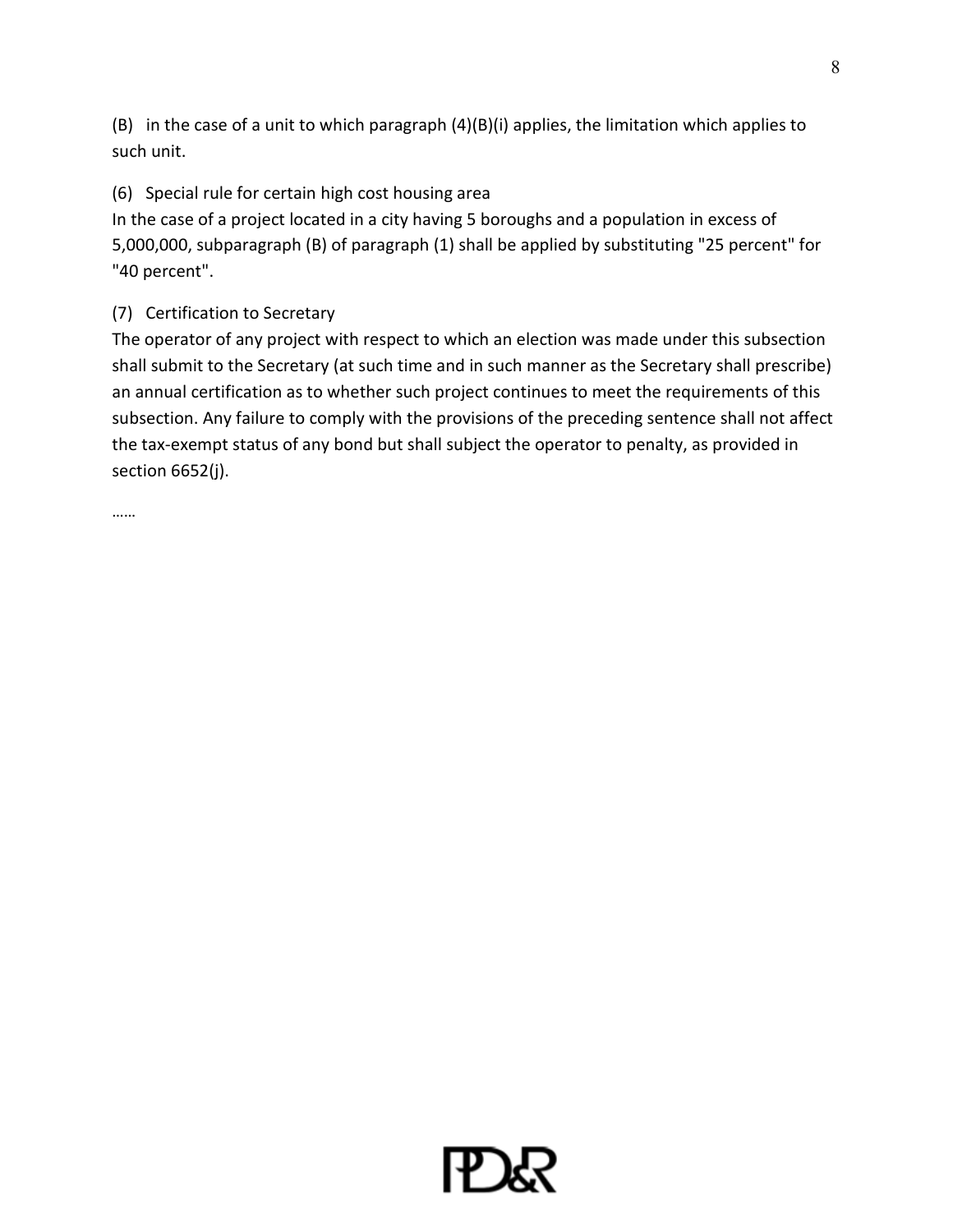(B) in the case of a unit to which paragraph (4)(B)(i) applies, the limitation which applies to such unit.

(6) Special rule for certain high cost housing area
In the case of a project located in a city having 5 boroughs and a population in excess of 5,000,000, subparagraph (B) of paragraph (1) shall be applied by substituting "25 percent" for "40 percent".

(7) Certification to Secretary
The operator of any project with respect to which an election was made under this subsection shall submit to the Secretary (at such time and in such manner as the Secretary shall prescribe) an annual certification as to whether such project continues to meet the requirements of this subsection. Any failure to comply with the provisions of the preceding sentence shall not affect the tax-exempt status of any bond but shall subject the operator to penalty, as provided in section 6652(j).

……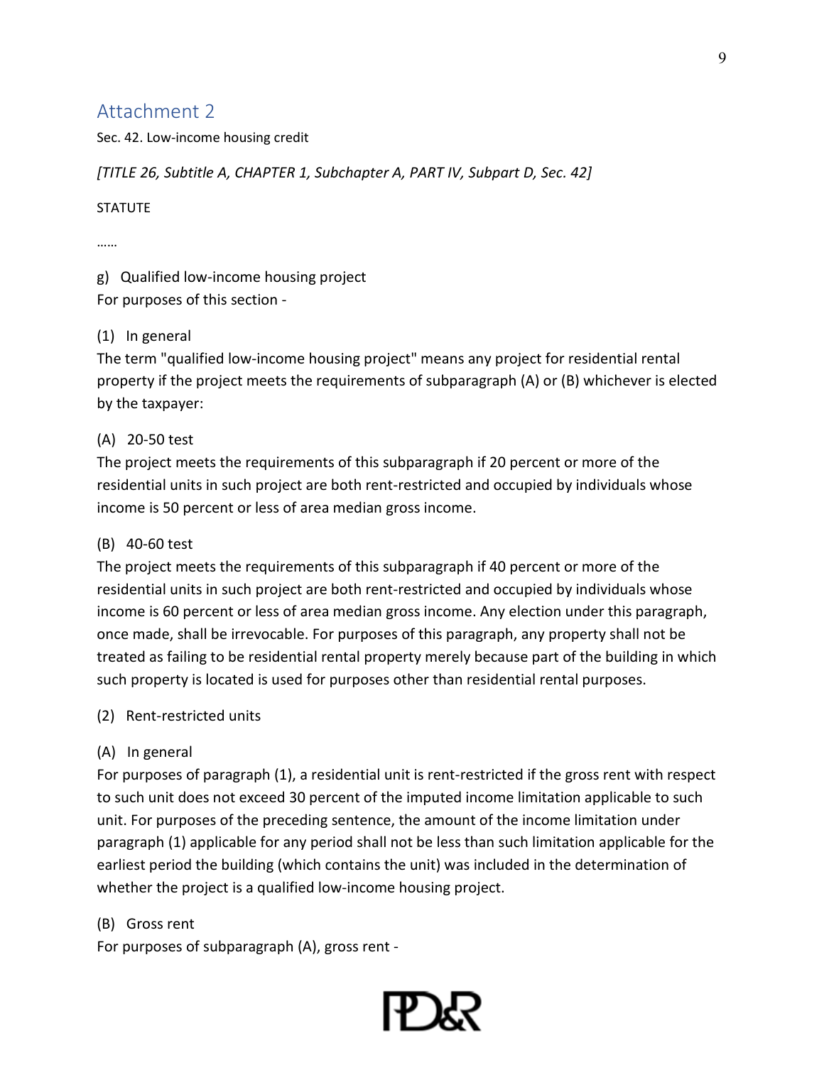## Attachment 2

Sec. 42. Low-income housing credit

*[TITLE 26, Subtitle A, CHAPTER 1, Subchapter A, PART IV, Subpart D, Sec. 42]*

STATUTE

……

g) Qualified low-income housing project
For purposes of this section -

(1) In general
The term "qualified low-income housing project" means any project for residential rental property if the project meets the requirements of subparagraph (A) or (B) whichever is elected by the taxpayer:

(A) 20-50 test
The project meets the requirements of this subparagraph if 20 percent or more of the residential units in such project are both rent-restricted and occupied by individuals whose income is 50 percent or less of area median gross income.

(B) 40-60 test
The project meets the requirements of this subparagraph if 40 percent or more of the residential units in such project are both rent-restricted and occupied by individuals whose income is 60 percent or less of area median gross income. Any election under this paragraph, once made, shall be irrevocable. For purposes of this paragraph, any property shall not be treated as failing to be residential rental property merely because part of the building in which such property is located is used for purposes other than residential rental purposes.

(2) Rent-restricted units

(A) In general
For purposes of paragraph (1), a residential unit is rent-restricted if the gross rent with respect to such unit does not exceed 30 percent of the imputed income limitation applicable to such unit. For purposes of the preceding sentence, the amount of the income limitation under paragraph (1) applicable for any period shall not be less than such limitation applicable for the earliest period the building (which contains the unit) was included in the determination of whether the project is a qualified low-income housing project.

(B) Gross rent
For purposes of subparagraph (A), gross rent -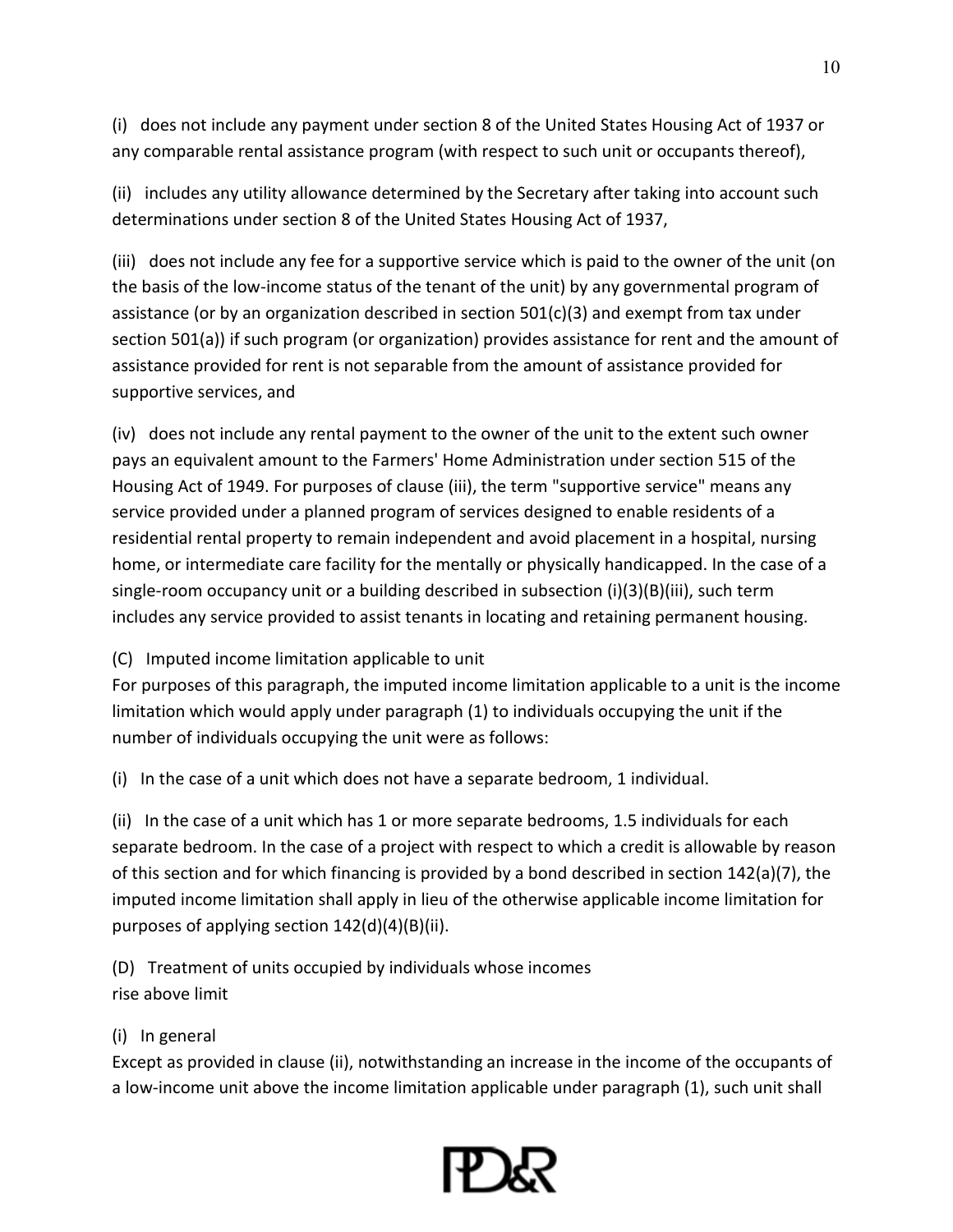(i) does not include any payment under section 8 of the United States Housing Act of 1937 or any comparable rental assistance program (with respect to such unit or occupants thereof),

(ii) includes any utility allowance determined by the Secretary after taking into account such determinations under section 8 of the United States Housing Act of 1937,

(iii) does not include any fee for a supportive service which is paid to the owner of the unit (on the basis of the low-income status of the tenant of the unit) by any governmental program of assistance (or by an organization described in section 501(c)(3) and exempt from tax under section 501(a)) if such program (or organization) provides assistance for rent and the amount of assistance provided for rent is not separable from the amount of assistance provided for supportive services, and

(iv) does not include any rental payment to the owner of the unit to the extent such owner pays an equivalent amount to the Farmers' Home Administration under section 515 of the Housing Act of 1949. For purposes of clause (iii), the term "supportive service" means any service provided under a planned program of services designed to enable residents of a residential rental property to remain independent and avoid placement in a hospital, nursing home, or intermediate care facility for the mentally or physically handicapped. In the case of a single-room occupancy unit or a building described in subsection (i)(3)(B)(iii), such term includes any service provided to assist tenants in locating and retaining permanent housing.

(C) Imputed income limitation applicable to unit
For purposes of this paragraph, the imputed income limitation applicable to a unit is the income limitation which would apply under paragraph (1) to individuals occupying the unit if the number of individuals occupying the unit were as follows:

(i) In the case of a unit which does not have a separate bedroom, 1 individual.

(ii) In the case of a unit which has 1 or more separate bedrooms, 1.5 individuals for each separate bedroom. In the case of a project with respect to which a credit is allowable by reason of this section and for which financing is provided by a bond described in section 142(a)(7), the imputed income limitation shall apply in lieu of the otherwise applicable income limitation for purposes of applying section 142(d)(4)(B)(ii).

(D) Treatment of units occupied by individuals whose incomes rise above limit

(i) In general
Except as provided in clause (ii), notwithstanding an increase in the income of the occupants of a low-income unit above the income limitation applicable under paragraph (1), such unit shall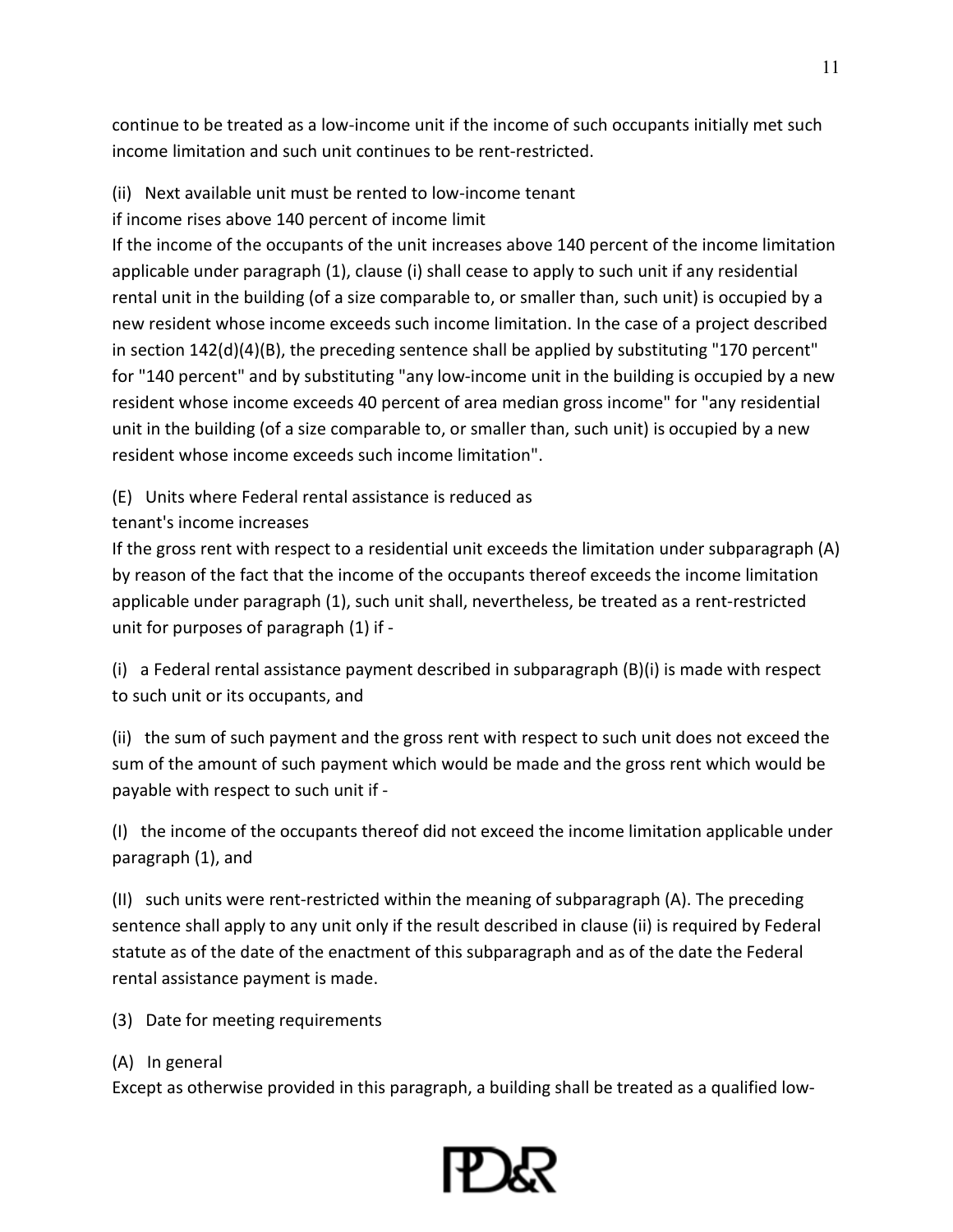continue to be treated as a low-income unit if the income of such occupants initially met such income limitation and such unit continues to be rent-restricted.

(ii) Next available unit must be rented to low-income tenant if income rises above 140 percent of income limit

If the income of the occupants of the unit increases above 140 percent of the income limitation applicable under paragraph (1), clause (i) shall cease to apply to such unit if any residential rental unit in the building (of a size comparable to, or smaller than, such unit) is occupied by a new resident whose income exceeds such income limitation. In the case of a project described in section 142(d)(4)(B), the preceding sentence shall be applied by substituting "170 percent" for "140 percent" and by substituting "any low-income unit in the building is occupied by a new resident whose income exceeds 40 percent of area median gross income" for "any residential unit in the building (of a size comparable to, or smaller than, such unit) is occupied by a new resident whose income exceeds such income limitation".

(E) Units where Federal rental assistance is reduced as tenant's income increases

If the gross rent with respect to a residential unit exceeds the limitation under subparagraph (A) by reason of the fact that the income of the occupants thereof exceeds the income limitation applicable under paragraph (1), such unit shall, nevertheless, be treated as a rent-restricted unit for purposes of paragraph (1) if -

(i) a Federal rental assistance payment described in subparagraph (B)(i) is made with respect to such unit or its occupants, and

(ii) the sum of such payment and the gross rent with respect to such unit does not exceed the sum of the amount of such payment which would be made and the gross rent which would be payable with respect to such unit if -

(I) the income of the occupants thereof did not exceed the income limitation applicable under paragraph (1), and

(II) such units were rent-restricted within the meaning of subparagraph (A). The preceding sentence shall apply to any unit only if the result described in clause (ii) is required by Federal statute as of the date of the enactment of this subparagraph and as of the date the Federal rental assistance payment is made.

(3) Date for meeting requirements

(A) In general

Except as otherwise provided in this paragraph, a building shall be treated as a qualified low-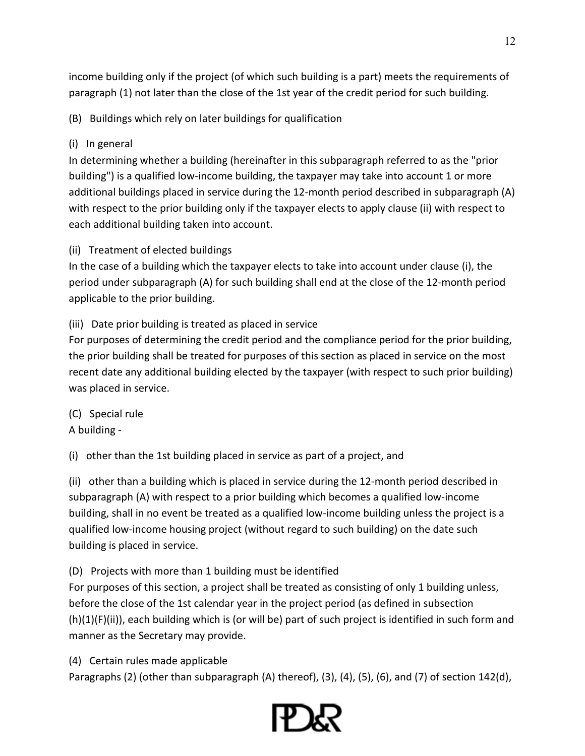income building only if the project (of which such building is a part) meets the requirements of paragraph (1) not later than the close of the 1st year of the credit period for such building.

(B) Buildings which rely on later buildings for qualification

(i) In general
In determining whether a building (hereinafter in this subparagraph referred to as the "prior building") is a qualified low-income building, the taxpayer may take into account 1 or more additional buildings placed in service during the 12-month period described in subparagraph (A) with respect to the prior building only if the taxpayer elects to apply clause (ii) with respect to each additional building taken into account.

(ii) Treatment of elected buildings
In the case of a building which the taxpayer elects to take into account under clause (i), the period under subparagraph (A) for such building shall end at the close of the 12-month period applicable to the prior building.

(iii) Date prior building is treated as placed in service
For purposes of determining the credit period and the compliance period for the prior building, the prior building shall be treated for purposes of this section as placed in service on the most recent date any additional building elected by the taxpayer (with respect to such prior building) was placed in service.

(C) Special rule
A building -

(i) other than the 1st building placed in service as part of a project, and

(ii) other than a building which is placed in service during the 12-month period described in subparagraph (A) with respect to a prior building which becomes a qualified low-income building, shall in no event be treated as a qualified low-income building unless the project is a qualified low-income housing project (without regard to such building) on the date such building is placed in service.

(D) Projects with more than 1 building must be identified
For purposes of this section, a project shall be treated as consisting of only 1 building unless, before the close of the 1st calendar year in the project period (as defined in subsection (h)(1)(F)(ii)), each building which is (or will be) part of such project is identified in such form and manner as the Secretary may provide.

(4) Certain rules made applicable
Paragraphs (2) (other than subparagraph (A) thereof), (3), (4), (5), (6), and (7) of section 142(d),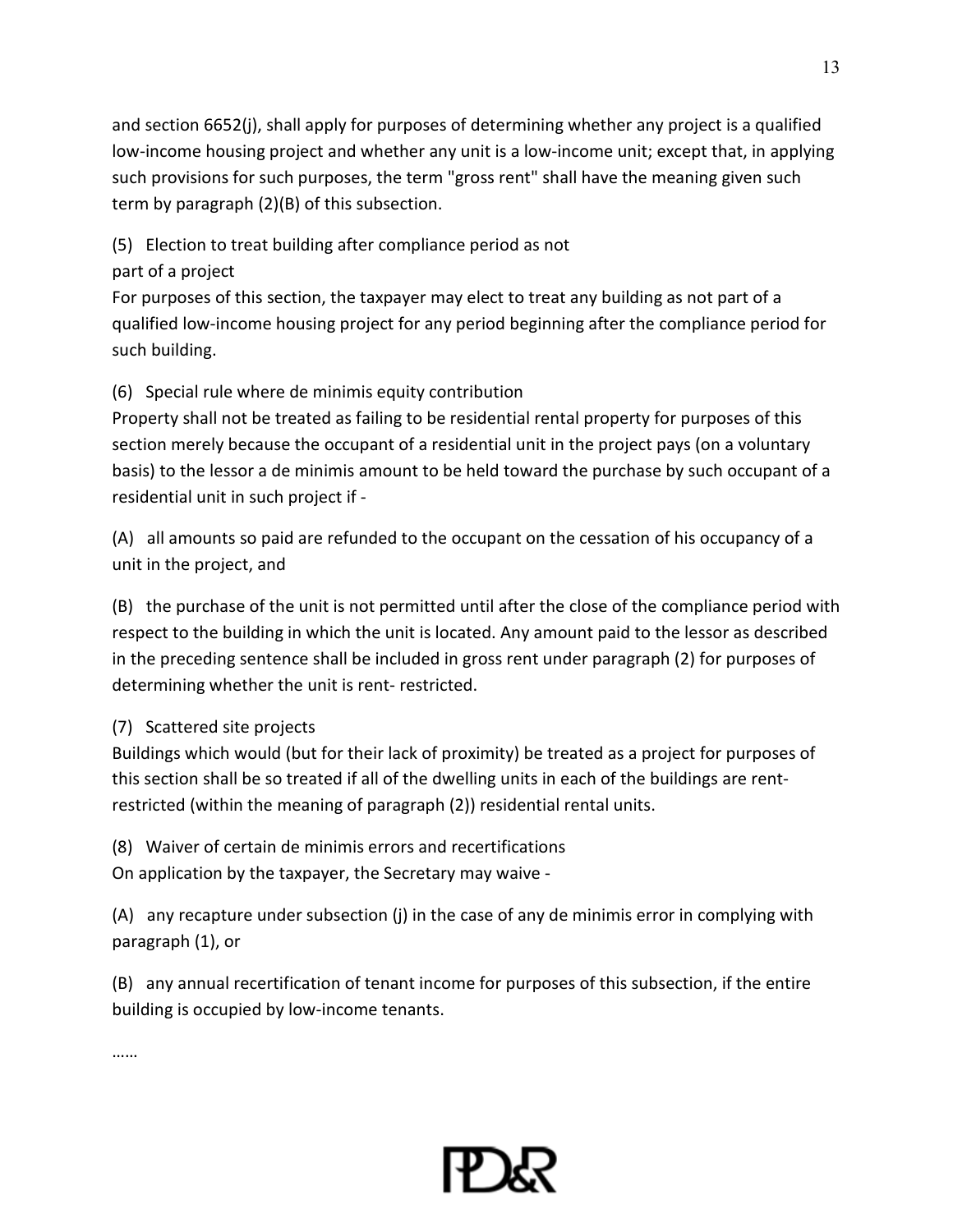and section 6652(j), shall apply for purposes of determining whether any project is a qualified low-income housing project and whether any unit is a low-income unit; except that, in applying such provisions for such purposes, the term "gross rent" shall have the meaning given such term by paragraph (2)(B) of this subsection.

(5) Election to treat building after compliance period as not part of a project

For purposes of this section, the taxpayer may elect to treat any building as not part of a qualified low-income housing project for any period beginning after the compliance period for such building.

(6) Special rule where de minimis equity contribution

Property shall not be treated as failing to be residential rental property for purposes of this section merely because the occupant of a residential unit in the project pays (on a voluntary basis) to the lessor a de minimis amount to be held toward the purchase by such occupant of a residential unit in such project if -

(A) all amounts so paid are refunded to the occupant on the cessation of his occupancy of a unit in the project, and

(B) the purchase of the unit is not permitted until after the close of the compliance period with respect to the building in which the unit is located. Any amount paid to the lessor as described in the preceding sentence shall be included in gross rent under paragraph (2) for purposes of determining whether the unit is rent- restricted.

(7) Scattered site projects

Buildings which would (but for their lack of proximity) be treated as a project for purposes of this section shall be so treated if all of the dwelling units in each of the buildings are rent-restricted (within the meaning of paragraph (2)) residential rental units.

(8) Waiver of certain de minimis errors and recertifications

On application by the taxpayer, the Secretary may waive -

(A) any recapture under subsection (j) in the case of any de minimis error in complying with paragraph (1), or

(B) any annual recertification of tenant income for purposes of this subsection, if the entire building is occupied by low-income tenants.

……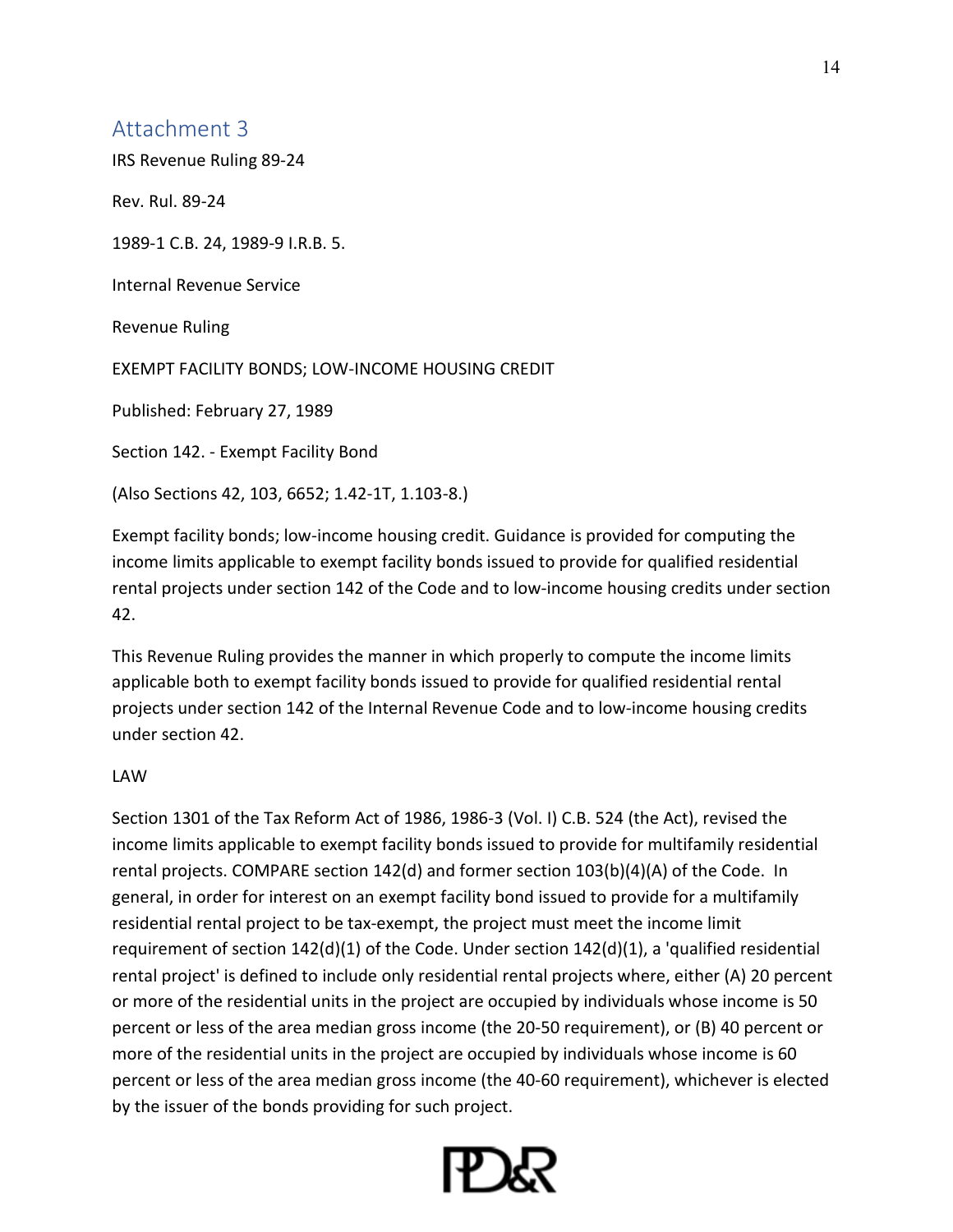## Attachment 3

IRS Revenue Ruling 89-24

Rev. Rul. 89-24

1989-1 C.B. 24, 1989-9 I.R.B. 5.

Internal Revenue Service

Revenue Ruling

EXEMPT FACILITY BONDS; LOW-INCOME HOUSING CREDIT

Published: February 27, 1989

Section 142. - Exempt Facility Bond

(Also Sections 42, 103, 6652; 1.42-1T, 1.103-8.)

Exempt facility bonds; low-income housing credit. Guidance is provided for computing the income limits applicable to exempt facility bonds issued to provide for qualified residential rental projects under section 142 of the Code and to low-income housing credits under section 42.

This Revenue Ruling provides the manner in which properly to compute the income limits applicable both to exempt facility bonds issued to provide for qualified residential rental projects under section 142 of the Internal Revenue Code and to low-income housing credits under section 42.

LAW

Section 1301 of the Tax Reform Act of 1986, 1986-3 (Vol. I) C.B. 524 (the Act), revised the income limits applicable to exempt facility bonds issued to provide for multifamily residential rental projects. COMPARE section 142(d) and former section 103(b)(4)(A) of the Code. In general, in order for interest on an exempt facility bond issued to provide for a multifamily residential rental project to be tax-exempt, the project must meet the income limit requirement of section 142(d)(1) of the Code. Under section 142(d)(1), a 'qualified residential rental project' is defined to include only residential rental projects where, either (A) 20 percent or more of the residential units in the project are occupied by individuals whose income is 50 percent or less of the area median gross income (the 20-50 requirement), or (B) 40 percent or more of the residential units in the project are occupied by individuals whose income is 60 percent or less of the area median gross income (the 40-60 requirement), whichever is elected by the issuer of the bonds providing for such project.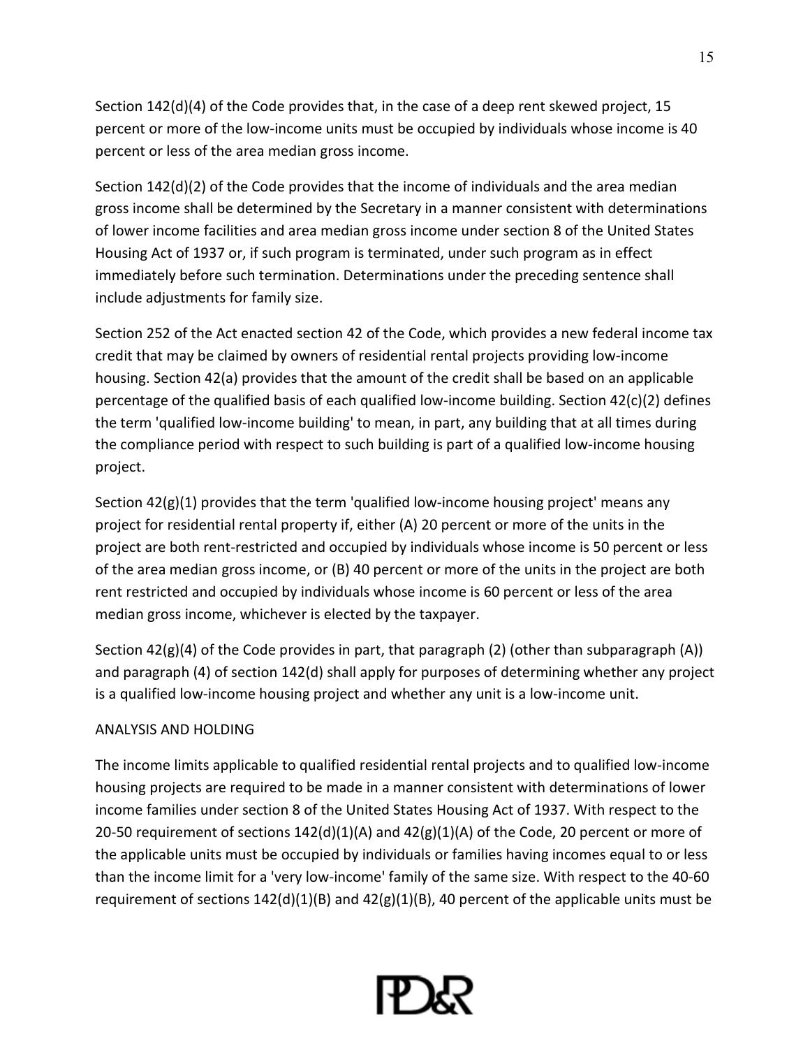Section 142(d)(4) of the Code provides that, in the case of a deep rent skewed project, 15 percent or more of the low-income units must be occupied by individuals whose income is 40 percent or less of the area median gross income.

Section 142(d)(2) of the Code provides that the income of individuals and the area median gross income shall be determined by the Secretary in a manner consistent with determinations of lower income facilities and area median gross income under section 8 of the United States Housing Act of 1937 or, if such program is terminated, under such program as in effect immediately before such termination. Determinations under the preceding sentence shall include adjustments for family size.

Section 252 of the Act enacted section 42 of the Code, which provides a new federal income tax credit that may be claimed by owners of residential rental projects providing low-income housing. Section 42(a) provides that the amount of the credit shall be based on an applicable percentage of the qualified basis of each qualified low-income building. Section 42(c)(2) defines the term 'qualified low-income building' to mean, in part, any building that at all times during the compliance period with respect to such building is part of a qualified low-income housing project.

Section 42(g)(1) provides that the term 'qualified low-income housing project' means any project for residential rental property if, either (A) 20 percent or more of the units in the project are both rent-restricted and occupied by individuals whose income is 50 percent or less of the area median gross income, or (B) 40 percent or more of the units in the project are both rent restricted and occupied by individuals whose income is 60 percent or less of the area median gross income, whichever is elected by the taxpayer.

Section 42(g)(4) of the Code provides in part, that paragraph (2) (other than subparagraph (A)) and paragraph (4) of section 142(d) shall apply for purposes of determining whether any project is a qualified low-income housing project and whether any unit is a low-income unit.

ANALYSIS AND HOLDING

The income limits applicable to qualified residential rental projects and to qualified low-income housing projects are required to be made in a manner consistent with determinations of lower income families under section 8 of the United States Housing Act of 1937. With respect to the 20-50 requirement of sections 142(d)(1)(A) and 42(g)(1)(A) of the Code, 20 percent or more of the applicable units must be occupied by individuals or families having incomes equal to or less than the income limit for a 'very low-income' family of the same size. With respect to the 40-60 requirement of sections 142(d)(1)(B) and 42(g)(1)(B), 40 percent of the applicable units must be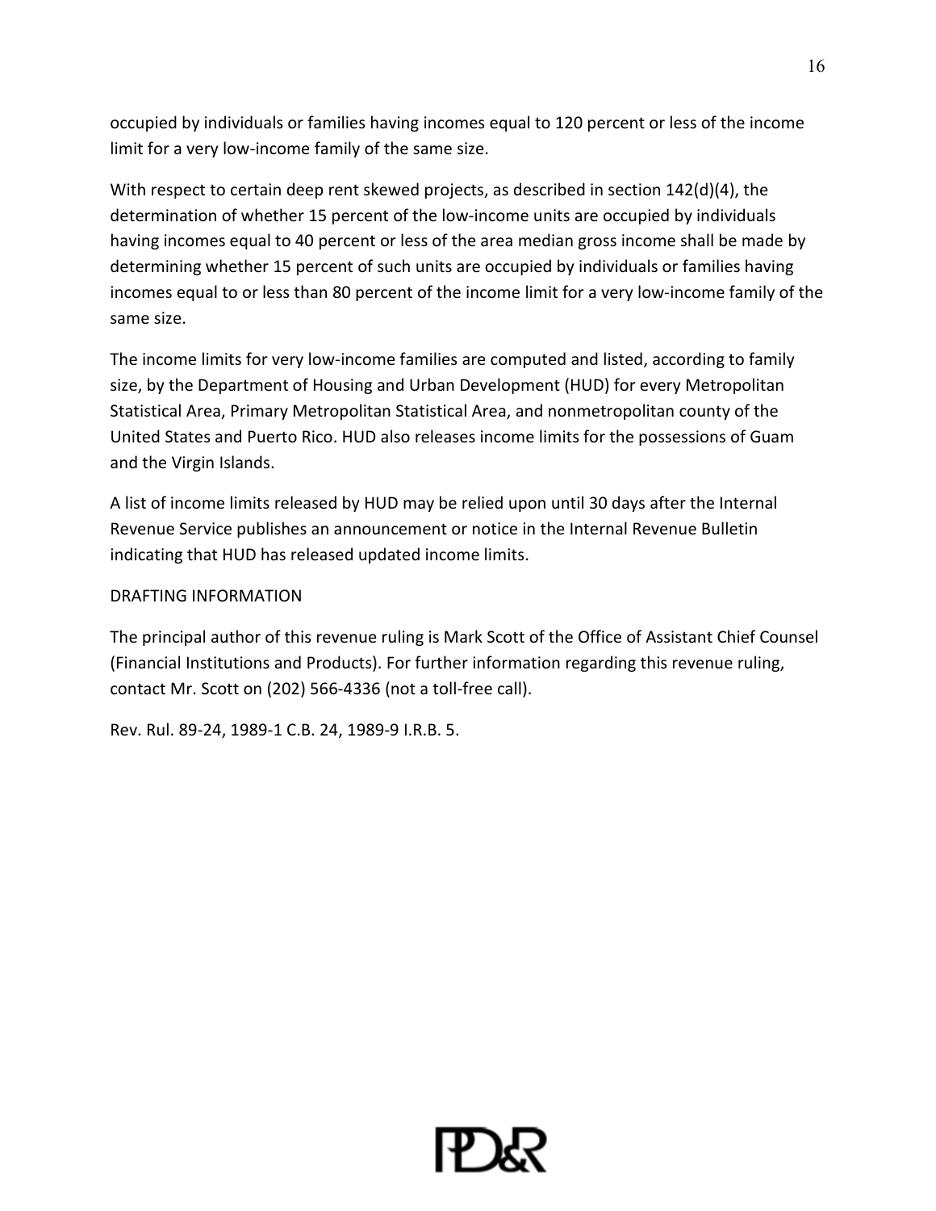occupied by individuals or families having incomes equal to 120 percent or less of the income limit for a very low-income family of the same size.

With respect to certain deep rent skewed projects, as described in section 142(d)(4), the determination of whether 15 percent of the low-income units are occupied by individuals having incomes equal to 40 percent or less of the area median gross income shall be made by determining whether 15 percent of such units are occupied by individuals or families having incomes equal to or less than 80 percent of the income limit for a very low-income family of the same size.

The income limits for very low-income families are computed and listed, according to family size, by the Department of Housing and Urban Development (HUD) for every Metropolitan Statistical Area, Primary Metropolitan Statistical Area, and nonmetropolitan county of the United States and Puerto Rico. HUD also releases income limits for the possessions of Guam and the Virgin Islands.

A list of income limits released by HUD may be relied upon until 30 days after the Internal Revenue Service publishes an announcement or notice in the Internal Revenue Bulletin indicating that HUD has released updated income limits.

DRAFTING INFORMATION

The principal author of this revenue ruling is Mark Scott of the Office of Assistant Chief Counsel (Financial Institutions and Products). For further information regarding this revenue ruling, contact Mr. Scott on (202) 566-4336 (not a toll-free call).

Rev. Rul. 89-24, 1989-1 C.B. 24, 1989-9 I.R.B. 5.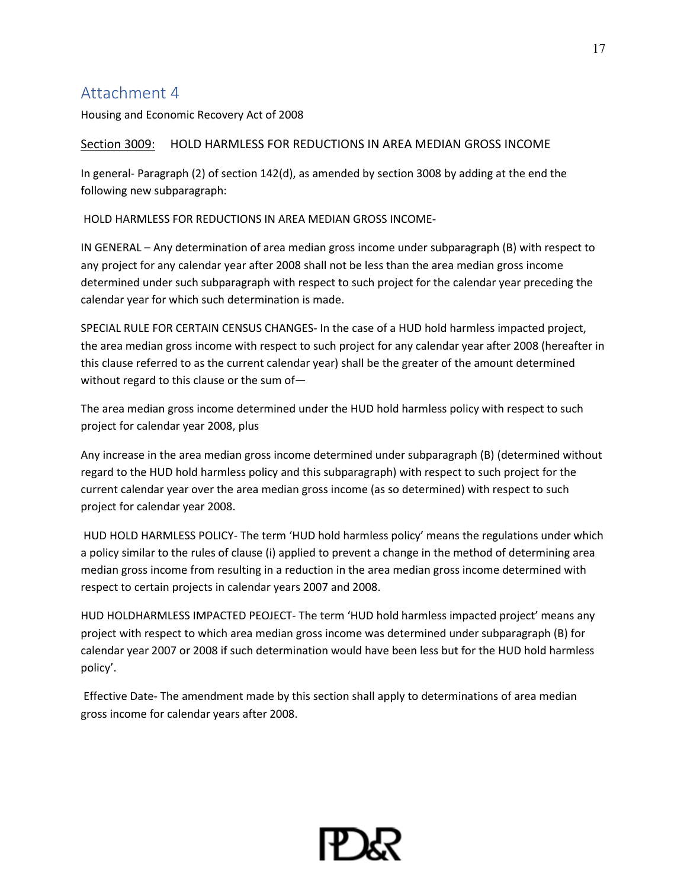# Attachment 4

Housing and Economic Recovery Act of 2008

Section 3009: HOLD HARMLESS FOR REDUCTIONS IN AREA MEDIAN GROSS INCOME

In general- Paragraph (2) of section 142(d), as amended by section 3008 by adding at the end the following new subparagraph:

HOLD HARMLESS FOR REDUCTIONS IN AREA MEDIAN GROSS INCOME-

IN GENERAL – Any determination of area median gross income under subparagraph (B) with respect to any project for any calendar year after 2008 shall not be less than the area median gross income determined under such subparagraph with respect to such project for the calendar year preceding the calendar year for which such determination is made.

SPECIAL RULE FOR CERTAIN CENSUS CHANGES- In the case of a HUD hold harmless impacted project, the area median gross income with respect to such project for any calendar year after 2008 (hereafter in this clause referred to as the current calendar year) shall be the greater of the amount determined without regard to this clause or the sum of—

The area median gross income determined under the HUD hold harmless policy with respect to such project for calendar year 2008, plus

Any increase in the area median gross income determined under subparagraph (B) (determined without regard to the HUD hold harmless policy and this subparagraph) with respect to such project for the current calendar year over the area median gross income (as so determined) with respect to such project for calendar year 2008.

HUD HOLD HARMLESS POLICY- The term 'HUD hold harmless policy' means the regulations under which a policy similar to the rules of clause (i) applied to prevent a change in the method of determining area median gross income from resulting in a reduction in the area median gross income determined with respect to certain projects in calendar years 2007 and 2008.

HUD HOLDHARMLESS IMPACTED PEOJECT- The term 'HUD hold harmless impacted project' means any project with respect to which area median gross income was determined under subparagraph (B) for calendar year 2007 or 2008 if such determination would have been less but for the HUD hold harmless policy'.

Effective Date- The amendment made by this section shall apply to determinations of area median gross income for calendar years after 2008.

PD&R